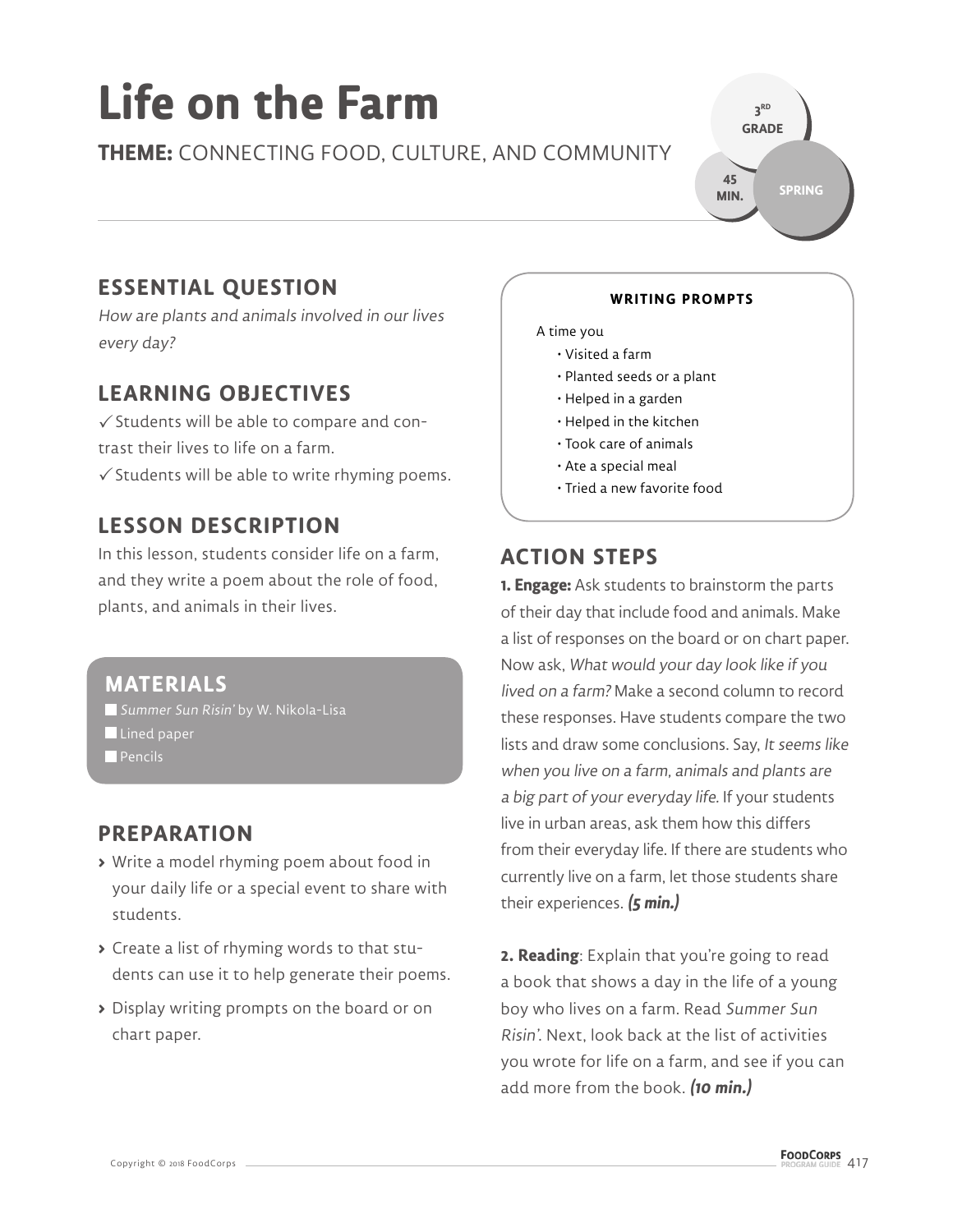# Life on the Farm

**THEME:** CONNECTING FOOD, CULTURE, AND COMMUNITY

3RD GRADE
45 MIN.
SPRING

## ESSENTIAL QUESTION

*How are plants and animals involved in our lives every day?*

## LEARNING OBJECTIVES

✓ Students will be able to compare and contrast their lives to life on a farm.
✓ Students will be able to write rhyming poems.

## LESSON DESCRIPTION

In this lesson, students consider life on a farm, and they write a poem about the role of food, plants, and animals in their lives.

## MATERIALS

- *Summer Sun Risin'* by W. Nikola-Lisa
- Lined paper
- Pencils

## PREPARATION

- Write a model rhyming poem about food in your daily life or a special event to share with students.
- Create a list of rhyming words to that students can use it to help generate their poems.
- Display writing prompts on the board or on chart paper.

### WRITING PROMPTS

A time you

- Visited a farm
- Planted seeds or a plant
- Helped in a garden
- Helped in the kitchen
- Took care of animals
- Ate a special meal
- Tried a new favorite food

## ACTION STEPS

**1. Engage:** Ask students to brainstorm the parts of their day that include food and animals. Make a list of responses on the board or on chart paper. Now ask, *What would your day look like if you lived on a farm?* Make a second column to record these responses. Have students compare the two lists and draw some conclusions. Say, *It seems like when you live on a farm, animals and plants are a big part of your everyday life*. If your students live in urban areas, ask them how this differs from their everyday life. If there are students who currently live on a farm, let those students share their experiences. ***(5 min.)***

**2. Reading**: Explain that you're going to read a book that shows a day in the life of a young boy who lives on a farm. Read *Summer Sun Risin'*. Next, look back at the list of activities you wrote for life on a farm, and see if you can add more from the book. ***(10 min.)***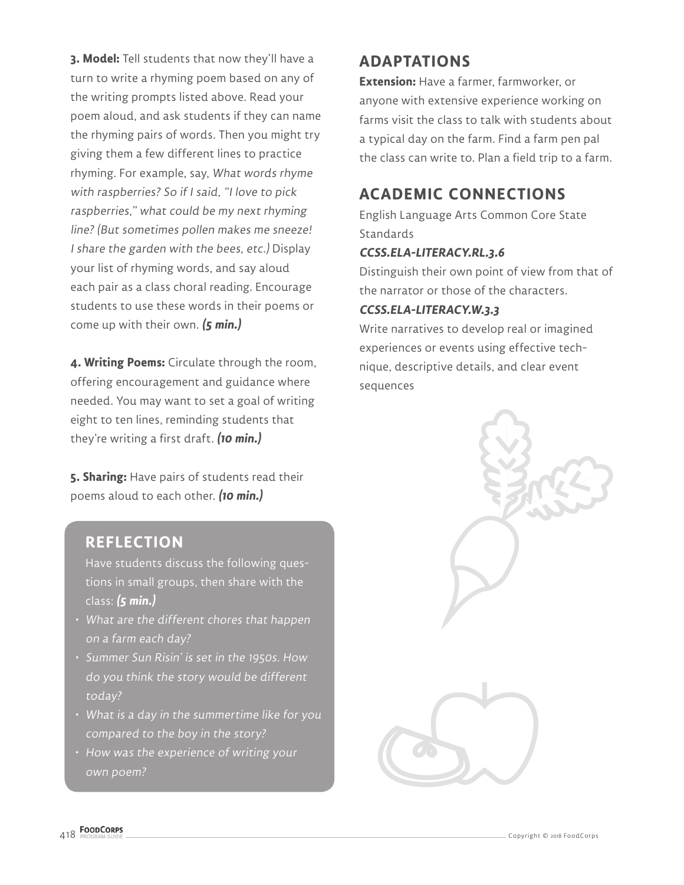**3. Model:** Tell students that now they'll have a turn to write a rhyming poem based on any of the writing prompts listed above. Read your poem aloud, and ask students if they can name the rhyming pairs of words. Then you might try giving them a few different lines to practice rhyming. For example, say, *What words rhyme with raspberries? So if I said, "I love to pick raspberries," what could be my next rhyming line? (But sometimes pollen makes me sneeze! I share the garden with the bees, etc.)* Display your list of rhyming words, and say aloud each pair as a class choral reading. Encourage students to use these words in their poems or come up with their own. ***(5 min.)***

**4. Writing Poems:** Circulate through the room, offering encouragement and guidance where needed. You may want to set a goal of writing eight to ten lines, reminding students that they're writing a first draft. ***(10 min.)***

**5. Sharing:** Have pairs of students read their poems aloud to each other. ***(10 min.)***

## REFLECTION

Have students discuss the following questions in small groups, then share with the class: ***(5 min.)***

- *What are the different chores that happen on a farm each day?*
- *Summer Sun Risin' is set in the 1950s. How do you think the story would be different today?*
- *What is a day in the summertime like for you compared to the boy in the story?*
- *How was the experience of writing your own poem?*

## ADAPTATIONS

**Extension:** Have a farmer, farmworker, or anyone with extensive experience working on farms visit the class to talk with students about a typical day on the farm. Find a farm pen pal the class can write to. Plan a field trip to a farm.

## ACADEMIC CONNECTIONS

English Language Arts Common Core State Standards

***CCSS.ELA-LITERACY.RL.3.6***

Distinguish their own point of view from that of the narrator or those of the characters.

***CCSS.ELA-LITERACY.W.3.3***

Write narratives to develop real or imagined experiences or events using effective technique, descriptive details, and clear event sequences